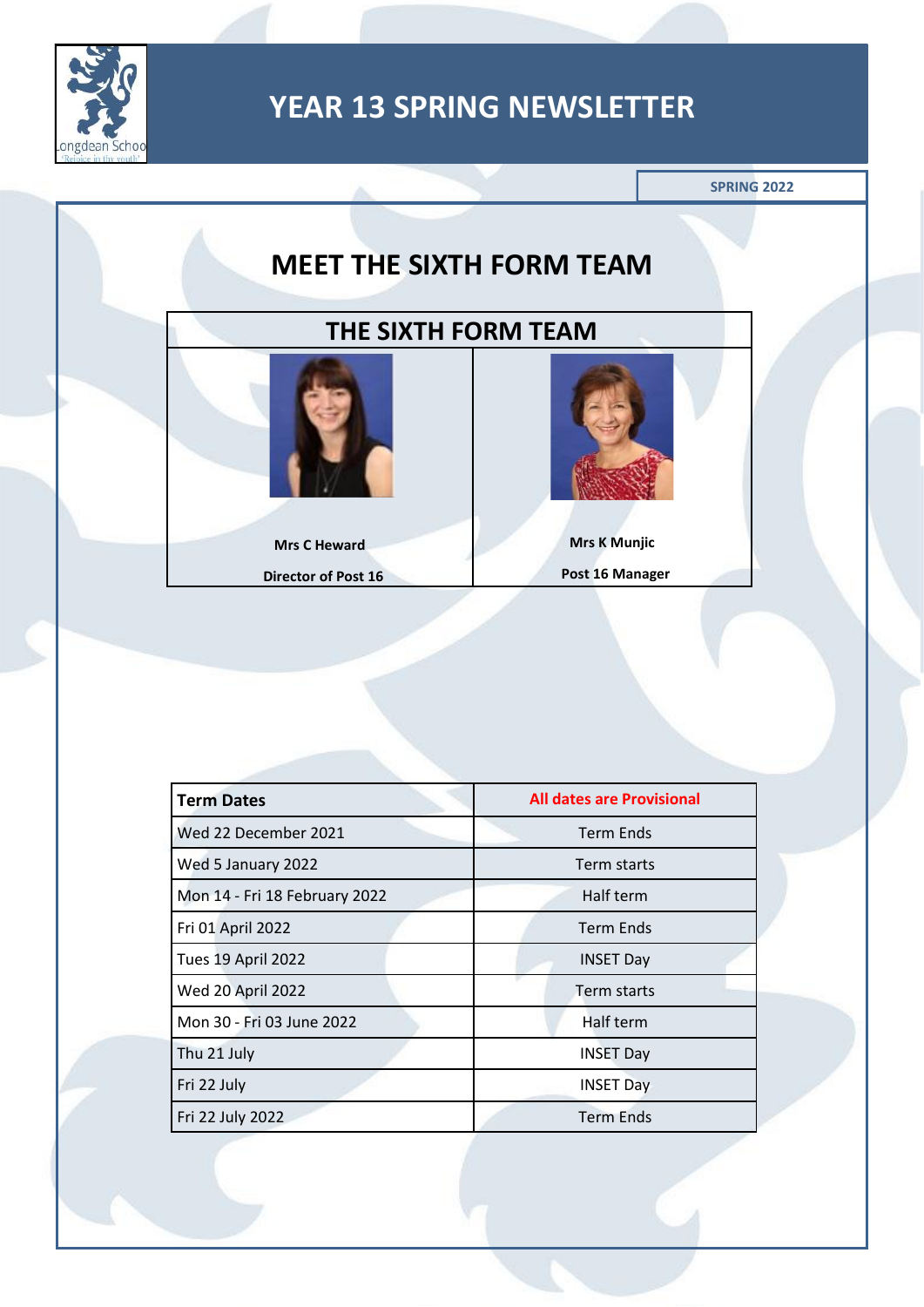# YEAR 13 SPRING NEWSLETTER

**SPRING 2022**

## MEET THE SIXTH FORM TEAM

| THE SIXTH FORM TEAM | |
|---|---|
| **Mrs C Heward** | **Mrs K Munjic** |
| **Director of Post 16** | **Post 16 Manager** |

| Term Dates | All dates are Provisional |
|---|---|
| Wed 22 December 2021 | Term Ends |
| Wed 5 January 2022 | Term starts |
| Mon 14 - Fri 18 February 2022 | Half term |
| Fri 01 April 2022 | Term Ends |
| Tues 19 April 2022 | INSET Day |
| Wed 20 April 2022 | Term starts |
| Mon 30 - Fri 03 June 2022 | Half term |
| Thu 21 July | INSET Day |
| Fri 22 July | INSET Day |
| Fri 22 July 2022 | Term Ends |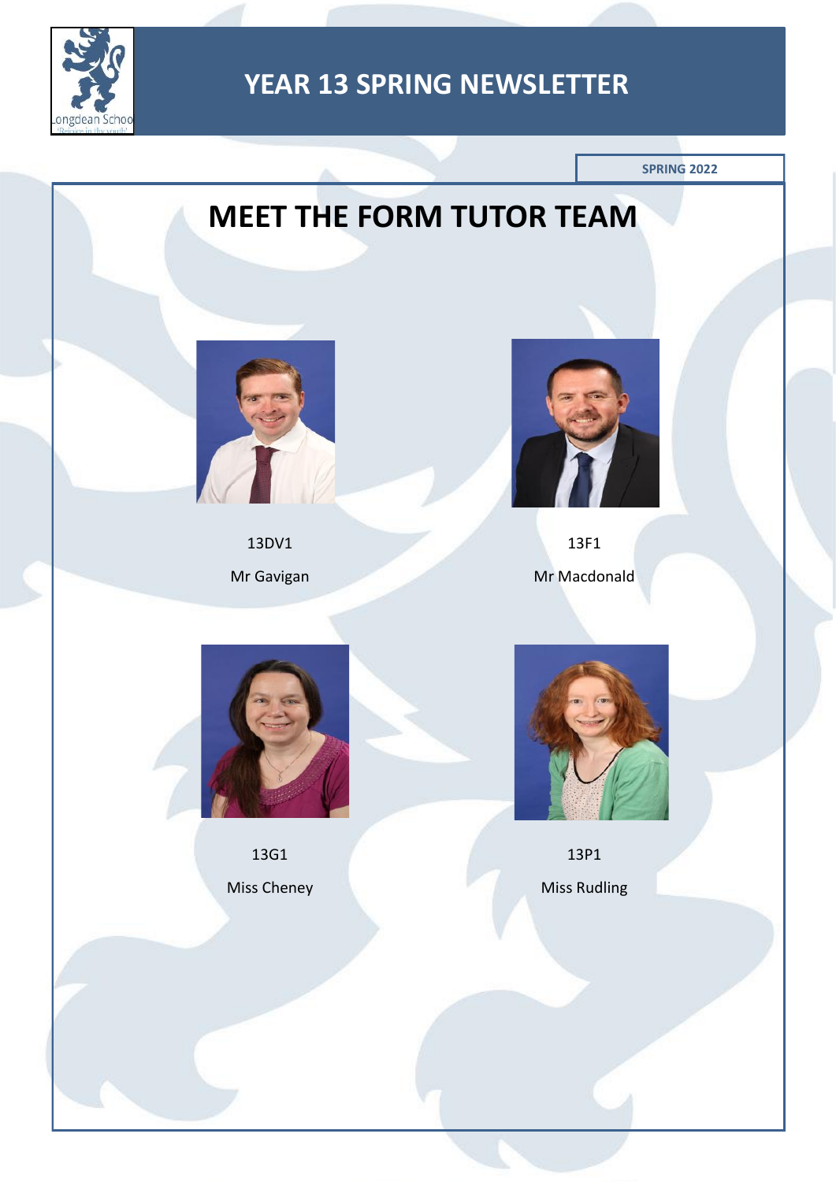# YEAR 13 SPRING NEWSLETTER

SPRING 2022

## MEET THE FORM TUTOR TEAM

13DV1

Mr Gavigan

13F1

Mr Macdonald

13G1

Miss Cheney

13P1

Miss Rudling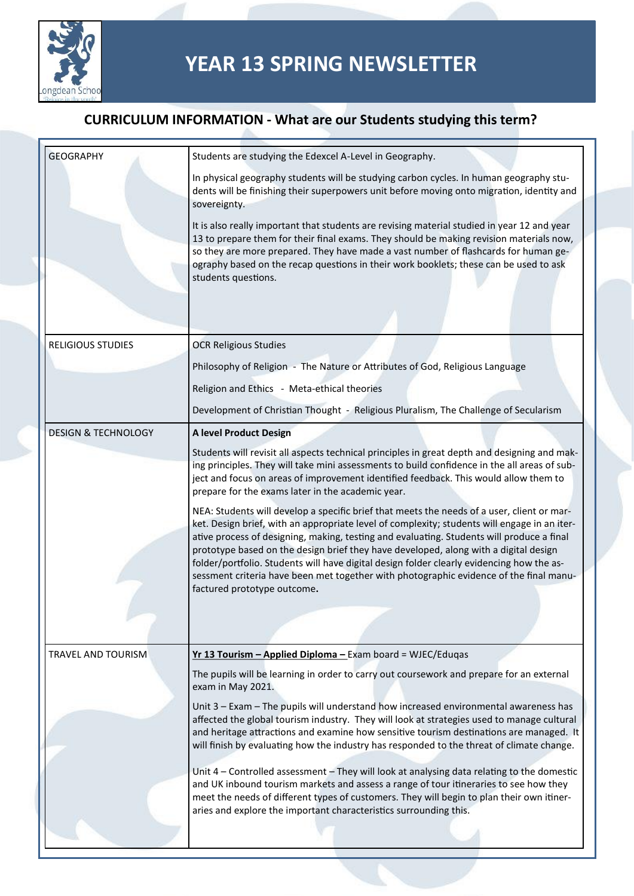# YEAR 13 SPRING NEWSLETTER

## CURRICULUM INFORMATION - What are our Students studying this term?

| | |
|---|---|
| GEOGRAPHY | Students are studying the Edexcel A-Level in Geography.<br><br>In physical geography students will be studying carbon cycles. In human geography students will be finishing their superpowers unit before moving onto migration, identity and sovereignty.<br><br>It is also really important that students are revising material studied in year 12 and year 13 to prepare them for their final exams. They should be making revision materials now, so they are more prepared. They have made a vast number of flashcards for human geography based on the recap questions in their work booklets; these can be used to ask students questions. |
| RELIGIOUS STUDIES | OCR Religious Studies<br><br>Philosophy of Religion - The Nature or Attributes of God, Religious Language<br><br>Religion and Ethics - Meta-ethical theories<br><br>Development of Christian Thought - Religious Pluralism, The Challenge of Secularism |
| DESIGN & TECHNOLOGY | **A level Product Design**<br><br>Students will revisit all aspects technical principles in great depth and designing and making principles. They will take mini assessments to build confidence in the all areas of subject and focus on areas of improvement identified feedback. This would allow them to prepare for the exams later in the academic year.<br><br>NEA: Students will develop a specific brief that meets the needs of a user, client or market. Design brief, with an appropriate level of complexity; students will engage in an iterative process of designing, making, testing and evaluating. Students will produce a final prototype based on the design brief they have developed, along with a digital design folder/portfolio. Students will have digital design folder clearly evidencing how the assessment criteria have been met together with photographic evidence of the final manufactured prototype outcome**.** |
| TRAVEL AND TOURISM | **Yr 13 Tourism – Applied Diploma –** Exam board = WJEC/Eduqas<br><br>The pupils will be learning in order to carry out coursework and prepare for an external exam in May 2021.<br><br>Unit 3 – Exam – The pupils will understand how increased environmental awareness has affected the global tourism industry. They will look at strategies used to manage cultural and heritage attractions and examine how sensitive tourism destinations are managed. It will finish by evaluating how the industry has responded to the threat of climate change.<br><br>Unit 4 – Controlled assessment – They will look at analysing data relating to the domestic and UK inbound tourism markets and assess a range of tour itineraries to see how they meet the needs of different types of customers. They will begin to plan their own itineraries and explore the important characteristics surrounding this. |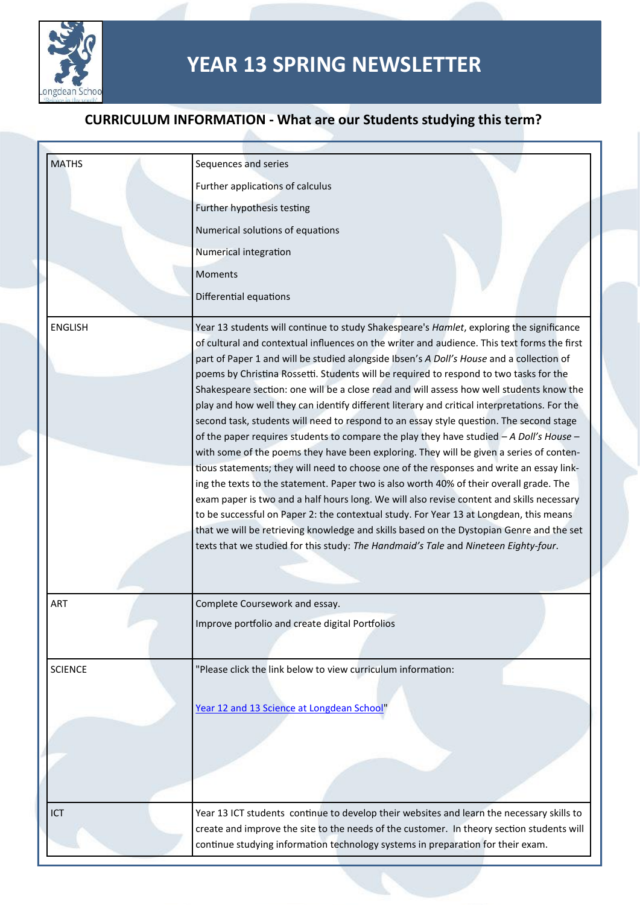# YEAR 13 SPRING NEWSLETTER

## CURRICULUM INFORMATION - What are our Students studying this term?

| | |
|---|---|
| MATHS | Sequences and series<br>Further applications of calculus<br>Further hypothesis testing<br>Numerical solutions of equations<br>Numerical integration<br>Moments<br>Differential equations |
| ENGLISH | Year 13 students will continue to study Shakespeare's *Hamlet*, exploring the significance of cultural and contextual influences on the writer and audience. This text forms the first part of Paper 1 and will be studied alongside Ibsen's *A Doll's House* and a collection of poems by Christina Rossetti. Students will be required to respond to two tasks for the Shakespeare section: one will be a close read and will assess how well students know the play and how well they can identify different literary and critical interpretations. For the second task, students will need to respond to an essay style question. The second stage of the paper requires students to compare the play they have studied – *A Doll's House* – with some of the poems they have been exploring. They will be given a series of contentious statements; they will need to choose one of the responses and write an essay linking the texts to the statement. Paper two is also worth 40% of their overall grade. The exam paper is two and a half hours long. We will also revise content and skills necessary to be successful on Paper 2: the contextual study. For Year 13 at Longdean, this means that we will be retrieving knowledge and skills based on the Dystopian Genre and the set texts that we studied for this study: *The Handmaid's Tale* and *Nineteen Eighty-four*. |
| ART | Complete Coursework and essay.<br>Improve portfolio and create digital Portfolios |
| SCIENCE | "Please click the link below to view curriculum information:<br><br>Year 12 and 13 Science at Longdean School" |
| ICT | Year 13 ICT students continue to develop their websites and learn the necessary skills to create and improve the site to the needs of the customer. In theory section students will continue studying information technology systems in preparation for their exam. |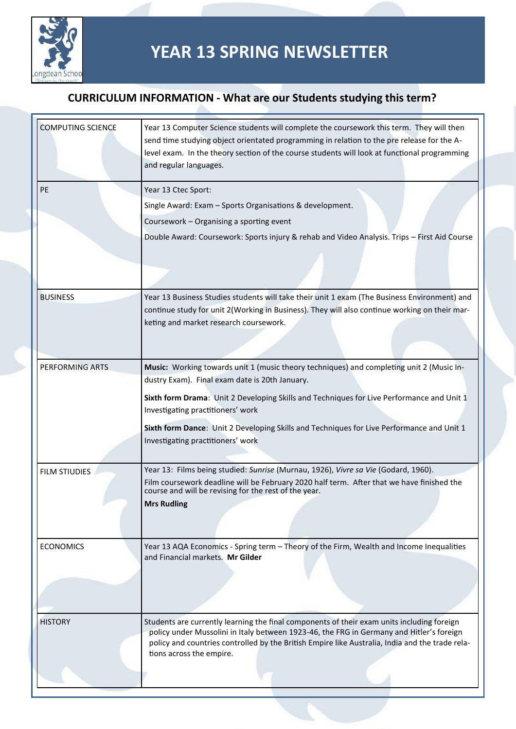# YEAR 13 SPRING NEWSLETTER

## CURRICULUM INFORMATION - What are our Students studying this term?

| | |
|---|---|
| COMPUTING SCIENCE | Year 13 Computer Science students will complete the coursework this term. They will then send time studying object orientated programming in relation to the pre release for the A-level exam. In the theory section of the course students will look at functional programming and regular languages. |
| PE | Year 13 Ctec Sport:<br>Single Award: Exam – Sports Organisations & development.<br>Coursework – Organising a sporting event<br>Double Award: Coursework: Sports injury & rehab and Video Analysis. Trips – First Aid Course |
| BUSINESS | Year 13 Business Studies students will take their unit 1 exam (The Business Environment) and continue study for unit 2(Working in Business). They will also continue working on their marketing and market research coursework. |
| PERFORMING ARTS | **Music:** Working towards unit 1 (music theory techniques) and completing unit 2 (Music Industry Exam). Final exam date is 20th January.<br>**Sixth form Drama**: Unit 2 Developing Skills and Techniques for Live Performance and Unit 1 Investigating practitioners' work<br>**Sixth form Dance**: Unit 2 Developing Skills and Techniques for Live Performance and Unit 1 Investigating practitioners' work |
| FILM STIUDIES | Year 13: Films being studied: *Sunrise* (Murnau, 1926), *Vivre sa Vie* (Godard, 1960).<br>Film coursework deadline will be February 2020 half term. After that we have finished the course and will be revising for the rest of the year.<br>**Mrs Rudling** |
| ECONOMICS | Year 13 AQA Economics - Spring term – Theory of the Firm, Wealth and Income Inequalities and Financial markets. **Mr Gilder** |
| HISTORY | Students are currently learning the final components of their exam units including foreign policy under Mussolini in Italy between 1923-46, the FRG in Germany and Hitler's foreign policy and countries controlled by the British Empire like Australia, India and the trade relations across the empire. |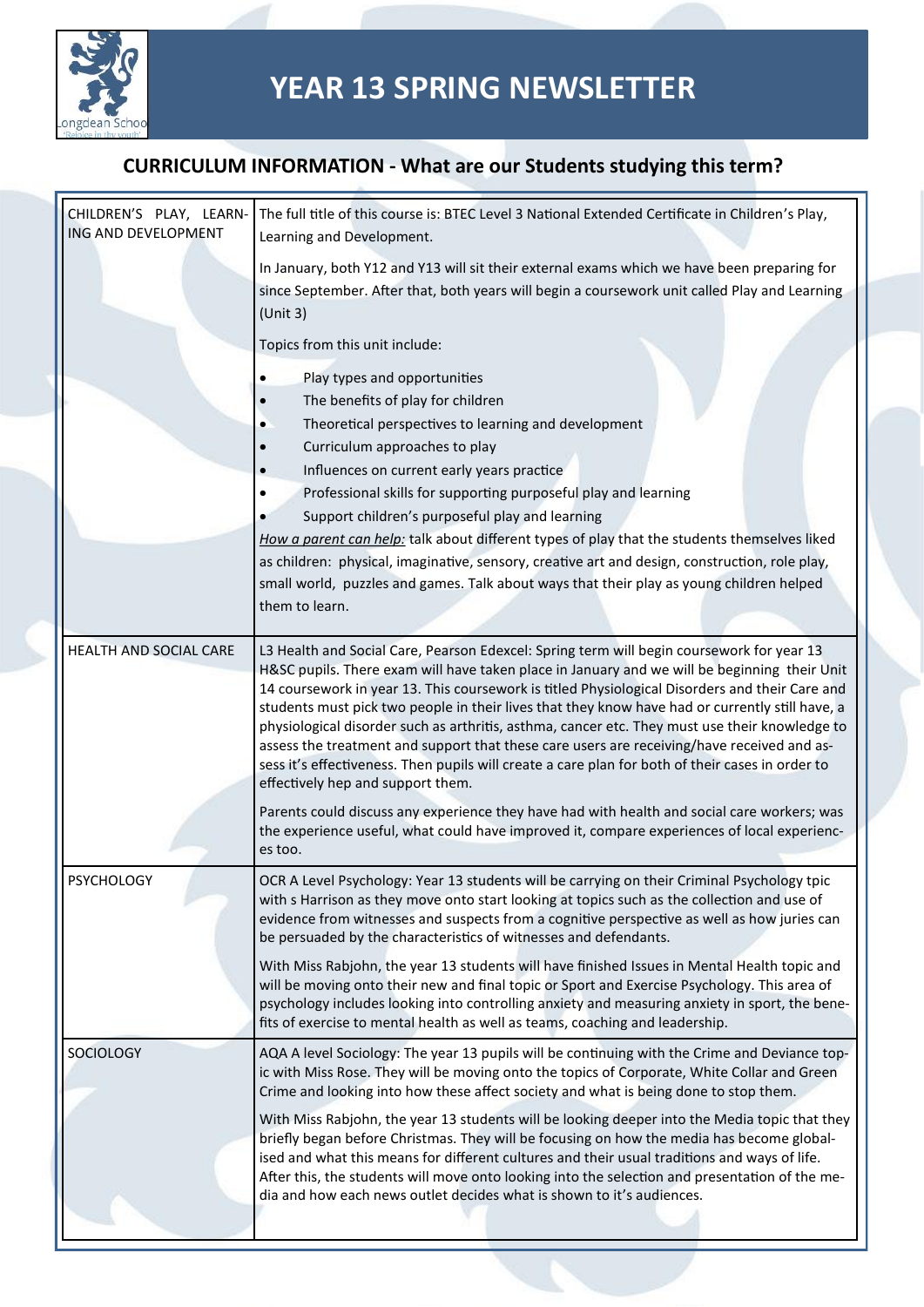# YEAR 13 SPRING NEWSLETTER

## CURRICULUM INFORMATION - What are our Students studying this term?

| | |
|---|---|
| CHILDREN'S PLAY, LEARNING AND DEVELOPMENT | The full title of this course is: BTEC Level 3 National Extended Certificate in Children's Play, Learning and Development.<br><br>In January, both Y12 and Y13 will sit their external exams which we have been preparing for since September. After that, both years will begin a coursework unit called Play and Learning (Unit 3)<br><br>Topics from this unit include:<br>• Play types and opportunities<br>• The benefits of play for children<br>• Theoretical perspectives to learning and development<br>• Curriculum approaches to play<br>• Influences on current early years practice<br>• Professional skills for supporting purposeful play and learning<br>• Support children's purposeful play and learning<br>*How a parent can help:* talk about different types of play that the students themselves liked as children: physical, imaginative, sensory, creative art and design, construction, role play, small world, puzzles and games. Talk about ways that their play as young children helped them to learn. |
| HEALTH AND SOCIAL CARE | L3 Health and Social Care, Pearson Edexcel: Spring term will begin coursework for year 13 H&SC pupils. There exam will have taken place in January and we will be beginning their Unit 14 coursework in year 13. This coursework is titled Physiological Disorders and their Care and students must pick two people in their lives that they know have had or currently still have, a physiological disorder such as arthritis, asthma, cancer etc. They must use their knowledge to assess the treatment and support that these care users are receiving/have received and assess it's effectiveness. Then pupils will create a care plan for both of their cases in order to effectively hep and support them.<br><br>Parents could discuss any experience they have had with health and social care workers; was the experience useful, what could have improved it, compare experiences of local experiences too. |
| PSYCHOLOGY | OCR A Level Psychology: Year 13 students will be carrying on their Criminal Psychology tpic with s Harrison as they move onto start looking at topics such as the collection and use of evidence from witnesses and suspects from a cognitive perspective as well as how juries can be persuaded by the characteristics of witnesses and defendants.<br><br>With Miss Rabjohn, the year 13 students will have finished Issues in Mental Health topic and will be moving onto their new and final topic or Sport and Exercise Psychology. This area of psychology includes looking into controlling anxiety and measuring anxiety in sport, the benefits of exercise to mental health as well as teams, coaching and leadership. |
| SOCIOLOGY | AQA A level Sociology: The year 13 pupils will be continuing with the Crime and Deviance topic with Miss Rose. They will be moving onto the topics of Corporate, White Collar and Green Crime and looking into how these affect society and what is being done to stop them.<br><br>With Miss Rabjohn, the year 13 students will be looking deeper into the Media topic that they briefly began before Christmas. They will be focusing on how the media has become globalised and what this means for different cultures and their usual traditions and ways of life. After this, the students will move onto looking into the selection and presentation of the media and how each news outlet decides what is shown to it's audiences. |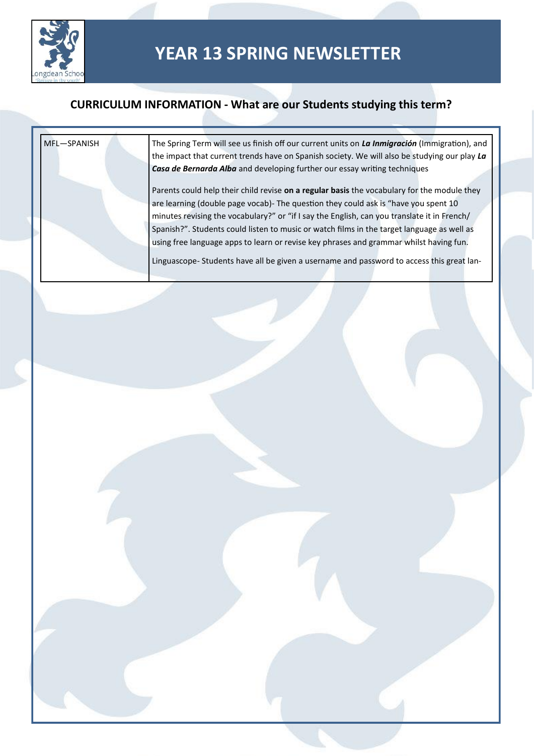# YEAR 13 SPRING NEWSLETTER

## CURRICULUM INFORMATION - What are our Students studying this term?

| | |
|---|---|
| MFL—SPANISH | The Spring Term will see us finish off our current units on ***La Inmigración*** (Immigration), and the impact that current trends have on Spanish society. We will also be studying our play ***La Casa de Bernarda Alba*** and developing further our essay writing techniques<br><br>Parents could help their child revise **on a regular basis** the vocabulary for the module they are learning (double page vocab)- The question they could ask is "have you spent 10 minutes revising the vocabulary?" or "if I say the English, can you translate it in French/ Spanish?". Students could listen to music or watch films in the target language as well as using free language apps to learn or revise key phrases and grammar whilst having fun.<br><br>Linguascope- Students have all be given a username and password to access this great lan- |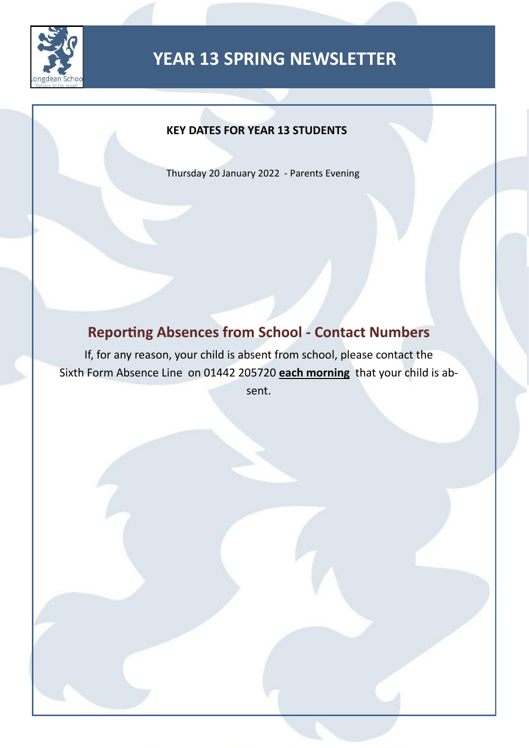# YEAR 13 SPRING NEWSLETTER

**KEY DATES FOR YEAR 13 STUDENTS**

Thursday 20 January 2022 - Parents Evening

## Reporting Absences from School - Contact Numbers

If, for any reason, your child is absent from school, please contact the Sixth Form Absence Line on 01442 205720 **each morning** that your child is absent.